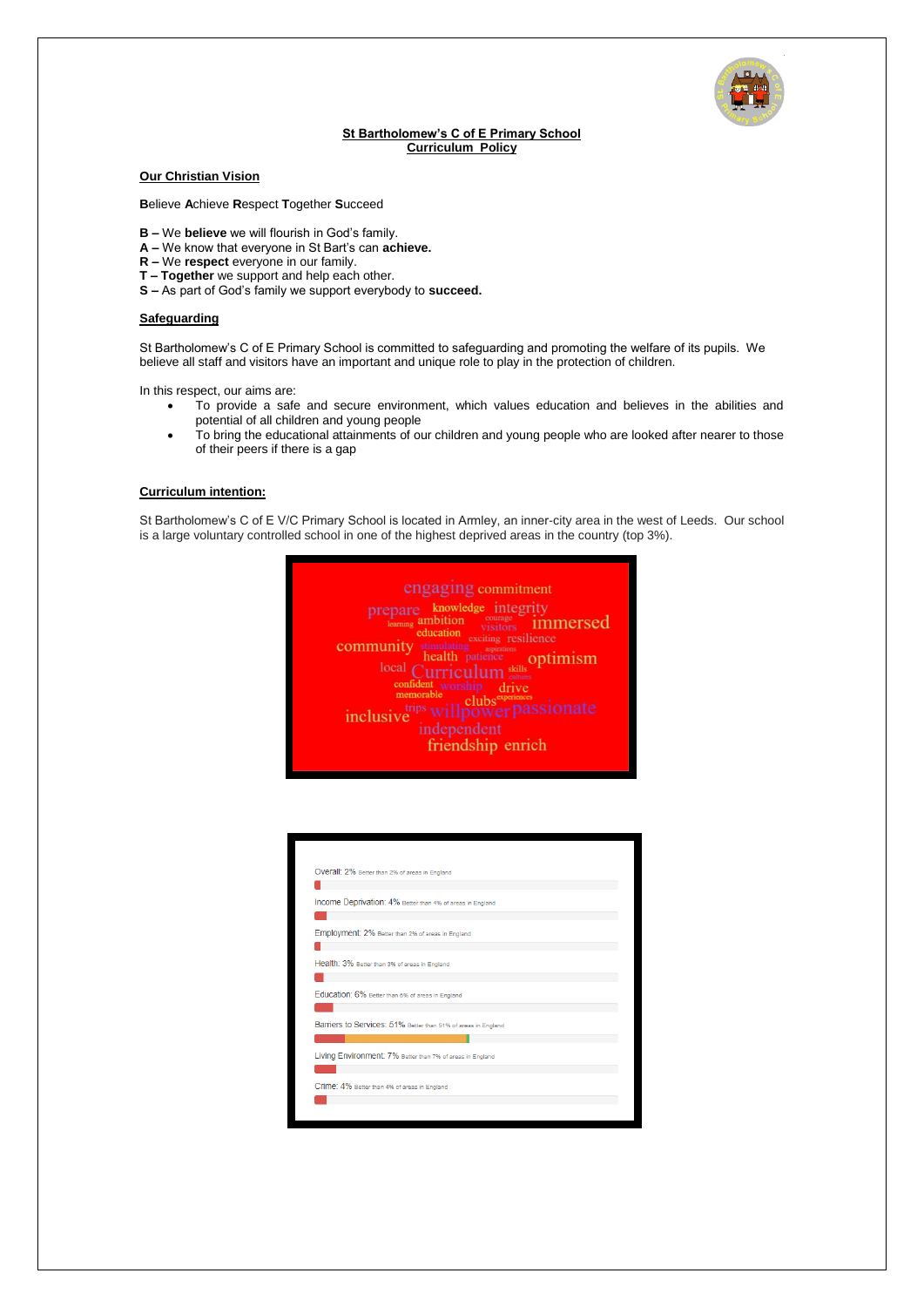# St Bartholomew's C of E Primary School
## Curriculum Policy

### Our Christian Vision

**B**elieve **A**chieve **R**espect **T**ogether **S**ucceed

**B –** We **believe** we will flourish in God's family.
**A –** We know that everyone in St Bart's can **achieve.**
**R –** We **respect** everyone in our family.
**T – Together** we support and help each other.
**S –** As part of God's family we support everybody to **succeed.**

### Safeguarding

St Bartholomew's C of E Primary School is committed to safeguarding and promoting the welfare of its pupils. We believe all staff and visitors have an important and unique role to play in the protection of children.

In this respect, our aims are:

- To provide a safe and secure environment, which values education and believes in the abilities and potential of all children and young people
- To bring the educational attainments of our children and young people who are looked after nearer to those of their peers if there is a gap

### Curriculum intention:

St Bartholomew's C of E V/C Primary School is located in Armley, an inner-city area in the west of Leeds. Our school is a large voluntary controlled school in one of the highest deprived areas in the country (top 3%).

engaging commitment prepare knowledge integrity learning ambition courage visitors immersed education exciting resilience community stimulating aspirations health patience optimism local Curriculum skills cultures confident worship drive memorable clubs experiences inclusive trips willpower passionate independent friendship enrich

Overall: 2% Better than 2% of areas in England

Income Deprivation: 4% Better than 4% of areas in England

Employment: 2% Better than 2% of areas in England

Health: 3% Better than 3% of areas in England

Education: 6% Better than 6% of areas in England

Barriers to Services: 51% Better than 51% of areas in England

Living Environment: 7% Better than 7% of areas in England

Crime: 4% Better than 4% of areas in England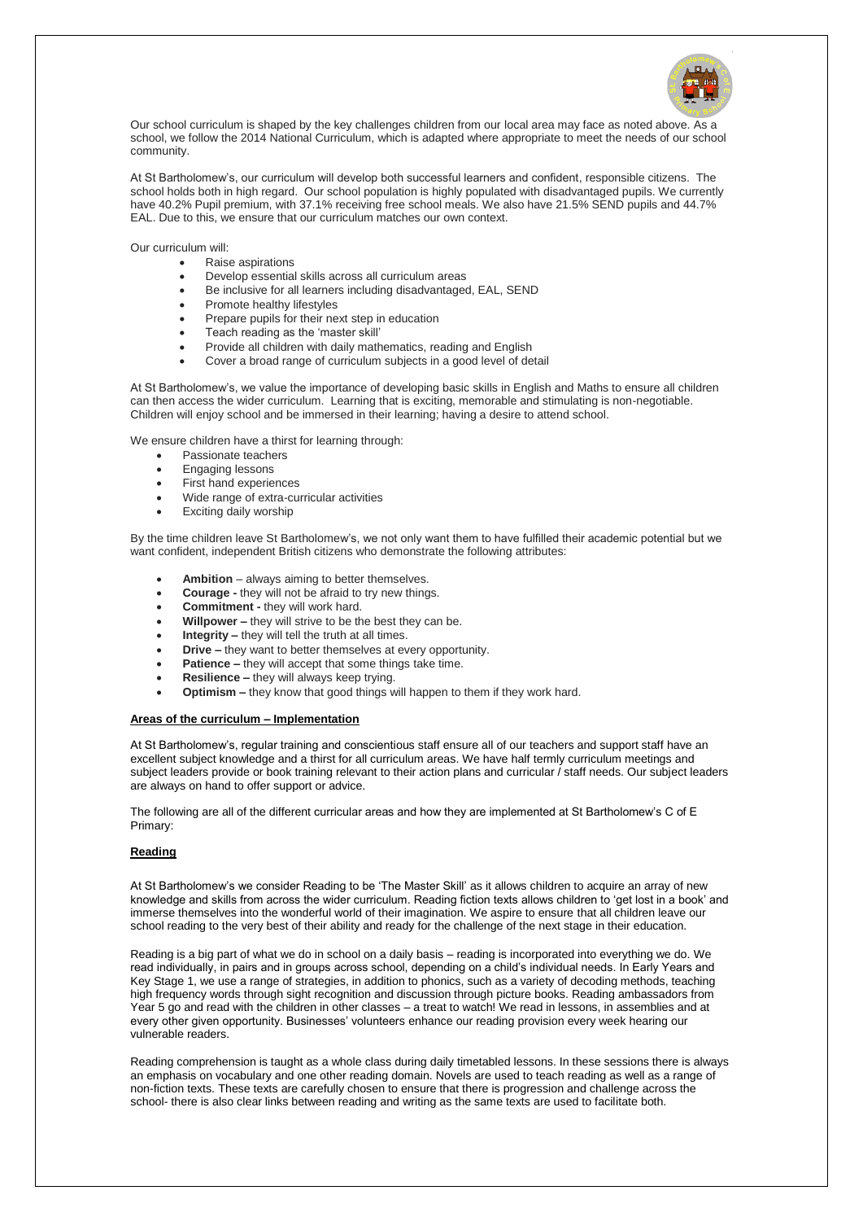Our school curriculum is shaped by the key challenges children from our local area may face as noted above. As a school, we follow the 2014 National Curriculum, which is adapted where appropriate to meet the needs of our school community.

At St Bartholomew's, our curriculum will develop both successful learners and confident, responsible citizens. The school holds both in high regard. Our school population is highly populated with disadvantaged pupils. We currently have 40.2% Pupil premium, with 37.1% receiving free school meals. We also have 21.5% SEND pupils and 44.7% EAL. Due to this, we ensure that our curriculum matches our own context.

Our curriculum will:

- Raise aspirations
- Develop essential skills across all curriculum areas
- Be inclusive for all learners including disadvantaged, EAL, SEND
- Promote healthy lifestyles
- Prepare pupils for their next step in education
- Teach reading as the 'master skill'
- Provide all children with daily mathematics, reading and English
- Cover a broad range of curriculum subjects in a good level of detail

At St Bartholomew's, we value the importance of developing basic skills in English and Maths to ensure all children can then access the wider curriculum. Learning that is exciting, memorable and stimulating is non-negotiable. Children will enjoy school and be immersed in their learning; having a desire to attend school.

We ensure children have a thirst for learning through:

- Passionate teachers
- Engaging lessons
- First hand experiences
- Wide range of extra-curricular activities
- Exciting daily worship

By the time children leave St Bartholomew's, we not only want them to have fulfilled their academic potential but we want confident, independent British citizens who demonstrate the following attributes:

- **Ambition** – always aiming to better themselves.
- **Courage -** they will not be afraid to try new things.
- **Commitment -** they will work hard.
- **Willpower –** they will strive to be the best they can be.
- **Integrity –** they will tell the truth at all times.
- **Drive –** they want to better themselves at every opportunity.
- **Patience –** they will accept that some things take time.
- **Resilience –** they will always keep trying.
- **Optimism –** they know that good things will happen to them if they work hard.

## Areas of the curriculum – Implementation

At St Bartholomew's, regular training and conscientious staff ensure all of our teachers and support staff have an excellent subject knowledge and a thirst for all curriculum areas. We have half termly curriculum meetings and subject leaders provide or book training relevant to their action plans and curricular / staff needs. Our subject leaders are always on hand to offer support or advice.

The following are all of the different curricular areas and how they are implemented at St Bartholomew's C of E Primary:

## Reading

At St Bartholomew's we consider Reading to be 'The Master Skill' as it allows children to acquire an array of new knowledge and skills from across the wider curriculum. Reading fiction texts allows children to 'get lost in a book' and immerse themselves into the wonderful world of their imagination. We aspire to ensure that all children leave our school reading to the very best of their ability and ready for the challenge of the next stage in their education.

Reading is a big part of what we do in school on a daily basis – reading is incorporated into everything we do. We read individually, in pairs and in groups across school, depending on a child's individual needs. In Early Years and Key Stage 1, we use a range of strategies, in addition to phonics, such as a variety of decoding methods, teaching high frequency words through sight recognition and discussion through picture books. Reading ambassadors from Year 5 go and read with the children in other classes – a treat to watch! We read in lessons, in assemblies and at every other given opportunity. Businesses' volunteers enhance our reading provision every week hearing our vulnerable readers.

Reading comprehension is taught as a whole class during daily timetabled lessons. In these sessions there is always an emphasis on vocabulary and one other reading domain. Novels are used to teach reading as well as a range of non-fiction texts. These texts are carefully chosen to ensure that there is progression and challenge across the school- there is also clear links between reading and writing as the same texts are used to facilitate both.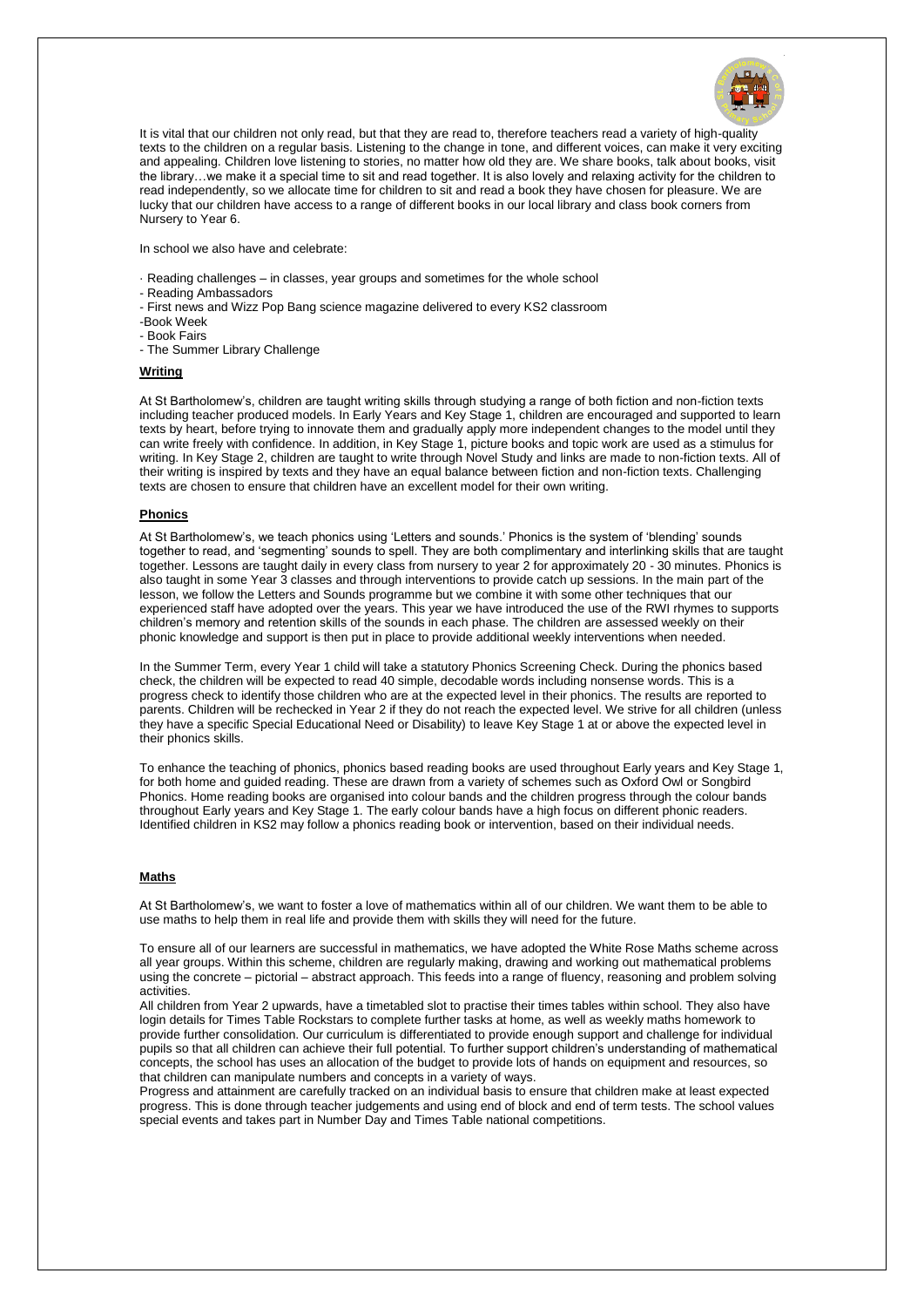It is vital that our children not only read, but that they are read to, therefore teachers read a variety of high-quality texts to the children on a regular basis. Listening to the change in tone, and different voices, can make it very exciting and appealing. Children love listening to stories, no matter how old they are. We share books, talk about books, visit the library…we make it a special time to sit and read together. It is also lovely and relaxing activity for the children to read independently, so we allocate time for children to sit and read a book they have chosen for pleasure. We are lucky that our children have access to a range of different books in our local library and class book corners from Nursery to Year 6.

In school we also have and celebrate:

- Reading challenges – in classes, year groups and sometimes for the whole school
- Reading Ambassadors
- First news and Wizz Pop Bang science magazine delivered to every KS2 classroom
- Book Week
- Book Fairs
- The Summer Library Challenge

## Writing

At St Bartholomew's, children are taught writing skills through studying a range of both fiction and non-fiction texts including teacher produced models. In Early Years and Key Stage 1, children are encouraged and supported to learn texts by heart, before trying to innovate them and gradually apply more independent changes to the model until they can write freely with confidence. In addition, in Key Stage 1, picture books and topic work are used as a stimulus for writing. In Key Stage 2, children are taught to write through Novel Study and links are made to non-fiction texts. All of their writing is inspired by texts and they have an equal balance between fiction and non-fiction texts. Challenging texts are chosen to ensure that children have an excellent model for their own writing.

## Phonics

At St Bartholomew's, we teach phonics using 'Letters and sounds.' Phonics is the system of 'blending' sounds together to read, and 'segmenting' sounds to spell. They are both complimentary and interlinking skills that are taught together. Lessons are taught daily in every class from nursery to year 2 for approximately 20 - 30 minutes. Phonics is also taught in some Year 3 classes and through interventions to provide catch up sessions. In the main part of the lesson, we follow the Letters and Sounds programme but we combine it with some other techniques that our experienced staff have adopted over the years. This year we have introduced the use of the RWI rhymes to supports children's memory and retention skills of the sounds in each phase. The children are assessed weekly on their phonic knowledge and support is then put in place to provide additional weekly interventions when needed.

In the Summer Term, every Year 1 child will take a statutory Phonics Screening Check. During the phonics based check, the children will be expected to read 40 simple, decodable words including nonsense words. This is a progress check to identify those children who are at the expected level in their phonics. The results are reported to parents. Children will be rechecked in Year 2 if they do not reach the expected level. We strive for all children (unless they have a specific Special Educational Need or Disability) to leave Key Stage 1 at or above the expected level in their phonics skills.

To enhance the teaching of phonics, phonics based reading books are used throughout Early years and Key Stage 1, for both home and guided reading. These are drawn from a variety of schemes such as Oxford Owl or Songbird Phonics. Home reading books are organised into colour bands and the children progress through the colour bands throughout Early years and Key Stage 1. The early colour bands have a high focus on different phonic readers. Identified children in KS2 may follow a phonics reading book or intervention, based on their individual needs.

## Maths

At St Bartholomew's, we want to foster a love of mathematics within all of our children. We want them to be able to use maths to help them in real life and provide them with skills they will need for the future.

To ensure all of our learners are successful in mathematics, we have adopted the White Rose Maths scheme across all year groups. Within this scheme, children are regularly making, drawing and working out mathematical problems using the concrete – pictorial – abstract approach. This feeds into a range of fluency, reasoning and problem solving activities.

All children from Year 2 upwards, have a timetabled slot to practise their times tables within school. They also have login details for Times Table Rockstars to complete further tasks at home, as well as weekly maths homework to provide further consolidation. Our curriculum is differentiated to provide enough support and challenge for individual pupils so that all children can achieve their full potential. To further support children's understanding of mathematical concepts, the school has uses an allocation of the budget to provide lots of hands on equipment and resources, so that children can manipulate numbers and concepts in a variety of ways.

Progress and attainment are carefully tracked on an individual basis to ensure that children make at least expected progress. This is done through teacher judgements and using end of block and end of term tests. The school values special events and takes part in Number Day and Times Table national competitions.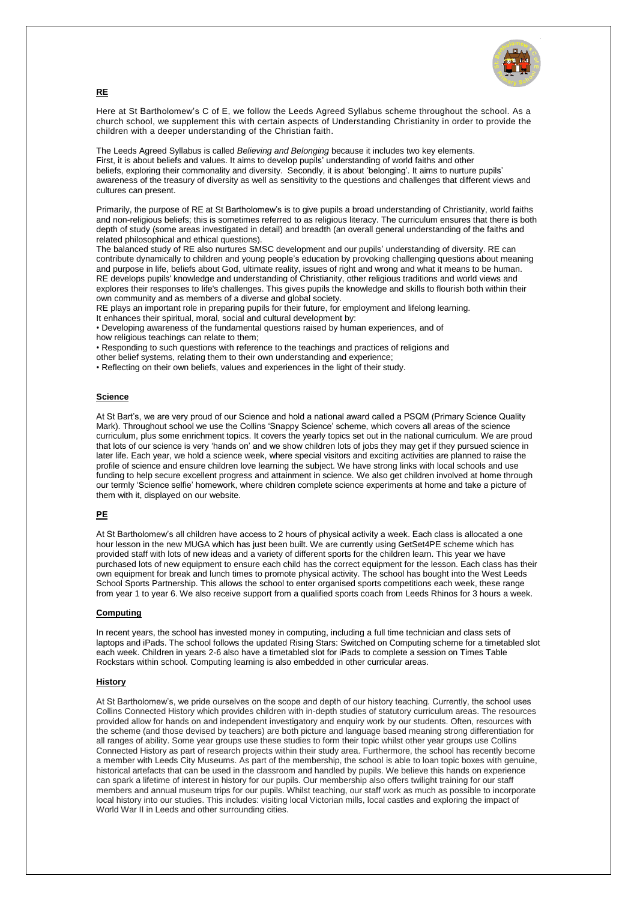## RE

Here at St Bartholomew's C of E, we follow the Leeds Agreed Syllabus scheme throughout the school. As a church school, we supplement this with certain aspects of Understanding Christianity in order to provide the children with a deeper understanding of the Christian faith.

The Leeds Agreed Syllabus is called *Believing and Belonging* because it includes two key elements. First, it is about beliefs and values. It aims to develop pupils' understanding of world faiths and other beliefs, exploring their commonality and diversity. Secondly, it is about 'belonging'. It aims to nurture pupils' awareness of the treasury of diversity as well as sensitivity to the questions and challenges that different views and cultures can present.

Primarily, the purpose of RE at St Bartholomew's is to give pupils a broad understanding of Christianity, world faiths and non-religious beliefs; this is sometimes referred to as religious literacy. The curriculum ensures that there is both depth of study (some areas investigated in detail) and breadth (an overall general understanding of the faiths and related philosophical and ethical questions).

The balanced study of RE also nurtures SMSC development and our pupils' understanding of diversity. RE can contribute dynamically to children and young people's education by provoking challenging questions about meaning and purpose in life, beliefs about God, ultimate reality, issues of right and wrong and what it means to be human. RE develops pupils' knowledge and understanding of Christianity, other religious traditions and world views and explores their responses to life's challenges. This gives pupils the knowledge and skills to flourish both within their own community and as members of a diverse and global society.

RE plays an important role in preparing pupils for their future, for employment and lifelong learning.

It enhances their spiritual, moral, social and cultural development by:

- Developing awareness of the fundamental questions raised by human experiences, and of how religious teachings can relate to them;
- Responding to such questions with reference to the teachings and practices of religions and other belief systems, relating them to their own understanding and experience;
- Reflecting on their own beliefs, values and experiences in the light of their study.

## Science

At St Bart's, we are very proud of our Science and hold a national award called a PSQM (Primary Science Quality Mark). Throughout school we use the Collins 'Snappy Science' scheme, which covers all areas of the science curriculum, plus some enrichment topics. It covers the yearly topics set out in the national curriculum. We are proud that lots of our science is very 'hands on' and we show children lots of jobs they may get if they pursued science in later life. Each year, we hold a science week, where special visitors and exciting activities are planned to raise the profile of science and ensure children love learning the subject. We have strong links with local schools and use funding to help secure excellent progress and attainment in science. We also get children involved at home through our termly 'Science selfie' homework, where children complete science experiments at home and take a picture of them with it, displayed on our website.

## PE

At St Bartholomew's all children have access to 2 hours of physical activity a week. Each class is allocated a one hour lesson in the new MUGA which has just been built. We are currently using GetSet4PE scheme which has provided staff with lots of new ideas and a variety of different sports for the children learn. This year we have purchased lots of new equipment to ensure each child has the correct equipment for the lesson. Each class has their own equipment for break and lunch times to promote physical activity. The school has bought into the West Leeds School Sports Partnership. This allows the school to enter organised sports competitions each week, these range from year 1 to year 6. We also receive support from a qualified sports coach from Leeds Rhinos for 3 hours a week.

## Computing

In recent years, the school has invested money in computing, including a full time technician and class sets of laptops and iPads. The school follows the updated Rising Stars: Switched on Computing scheme for a timetabled slot each week. Children in years 2-6 also have a timetabled slot for iPads to complete a session on Times Table Rockstars within school. Computing learning is also embedded in other curricular areas.

## History

At St Bartholomew's, we pride ourselves on the scope and depth of our history teaching. Currently, the school uses Collins Connected History which provides children with in-depth studies of statutory curriculum areas. The resources provided allow for hands on and independent investigatory and enquiry work by our students. Often, resources with the scheme (and those devised by teachers) are both picture and language based meaning strong differentiation for all ranges of ability. Some year groups use these studies to form their topic whilst other year groups use Collins Connected History as part of research projects within their study area. Furthermore, the school has recently become a member with Leeds City Museums. As part of the membership, the school is able to loan topic boxes with genuine, historical artefacts that can be used in the classroom and handled by pupils. We believe this hands on experience can spark a lifetime of interest in history for our pupils. Our membership also offers twilight training for our staff members and annual museum trips for our pupils. Whilst teaching, our staff work as much as possible to incorporate local history into our studies. This includes: visiting local Victorian mills, local castles and exploring the impact of World War II in Leeds and other surrounding cities.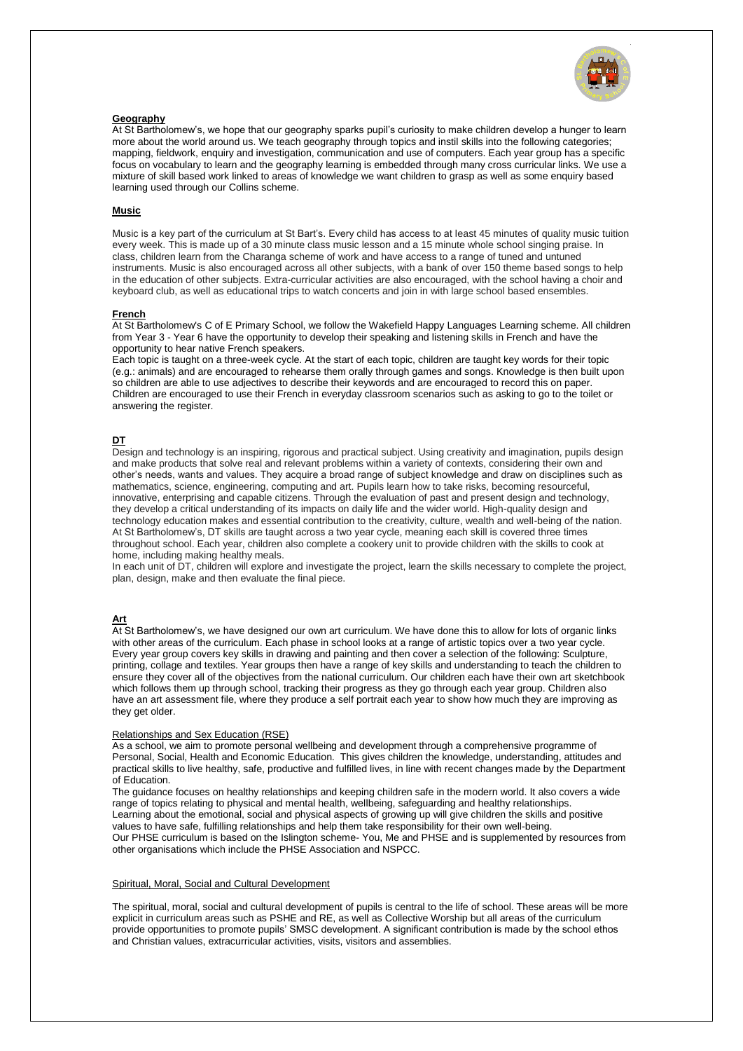## Geography

At St Bartholomew's, we hope that our geography sparks pupil's curiosity to make children develop a hunger to learn more about the world around us. We teach geography through topics and instil skills into the following categories; mapping, fieldwork, enquiry and investigation, communication and use of computers. Each year group has a specific focus on vocabulary to learn and the geography learning is embedded through many cross curricular links. We use a mixture of skill based work linked to areas of knowledge we want children to grasp as well as some enquiry based learning used through our Collins scheme.

## Music

Music is a key part of the curriculum at St Bart's. Every child has access to at least 45 minutes of quality music tuition every week. This is made up of a 30 minute class music lesson and a 15 minute whole school singing praise. In class, children learn from the Charanga scheme of work and have access to a range of tuned and untuned instruments. Music is also encouraged across all other subjects, with a bank of over 150 theme based songs to help in the education of other subjects. Extra-curricular activities are also encouraged, with the school having a choir and keyboard club, as well as educational trips to watch concerts and join in with large school based ensembles.

## French

At St Bartholomew's C of E Primary School, we follow the Wakefield Happy Languages Learning scheme. All children from Year 3 - Year 6 have the opportunity to develop their speaking and listening skills in French and have the opportunity to hear native French speakers.

Each topic is taught on a three-week cycle. At the start of each topic, children are taught key words for their topic (e.g.: animals) and are encouraged to rehearse them orally through games and songs. Knowledge is then built upon so children are able to use adjectives to describe their keywords and are encouraged to record this on paper. Children are encouraged to use their French in everyday classroom scenarios such as asking to go to the toilet or answering the register.

## DT

Design and technology is an inspiring, rigorous and practical subject. Using creativity and imagination, pupils design and make products that solve real and relevant problems within a variety of contexts, considering their own and other's needs, wants and values. They acquire a broad range of subject knowledge and draw on disciplines such as mathematics, science, engineering, computing and art. Pupils learn how to take risks, becoming resourceful, innovative, enterprising and capable citizens. Through the evaluation of past and present design and technology, they develop a critical understanding of its impacts on daily life and the wider world. High-quality design and technology education makes and essential contribution to the creativity, culture, wealth and well-being of the nation. At St Bartholomew's, DT skills are taught across a two year cycle, meaning each skill is covered three times throughout school. Each year, children also complete a cookery unit to provide children with the skills to cook at home, including making healthy meals.

In each unit of DT, children will explore and investigate the project, learn the skills necessary to complete the project, plan, design, make and then evaluate the final piece.

## Art

At St Bartholomew's, we have designed our own art curriculum. We have done this to allow for lots of organic links with other areas of the curriculum. Each phase in school looks at a range of artistic topics over a two year cycle. Every year group covers key skills in drawing and painting and then cover a selection of the following: Sculpture, printing, collage and textiles. Year groups then have a range of key skills and understanding to teach the children to ensure they cover all of the objectives from the national curriculum. Our children each have their own art sketchbook which follows them up through school, tracking their progress as they go through each year group. Children also have an art assessment file, where they produce a self portrait each year to show how much they are improving as they get older.

## Relationships and Sex Education (RSE)

As a school, we aim to promote personal wellbeing and development through a comprehensive programme of Personal, Social, Health and Economic Education. This gives children the knowledge, understanding, attitudes and practical skills to live healthy, safe, productive and fulfilled lives, in line with recent changes made by the Department of Education.

The guidance focuses on healthy relationships and keeping children safe in the modern world. It also covers a wide range of topics relating to physical and mental health, wellbeing, safeguarding and healthy relationships.

Learning about the emotional, social and physical aspects of growing up will give children the skills and positive values to have safe, fulfilling relationships and help them take responsibility for their own well-being.

Our PHSE curriculum is based on the Islington scheme- You, Me and PHSE and is supplemented by resources from other organisations which include the PHSE Association and NSPCC.

## Spiritual, Moral, Social and Cultural Development

The spiritual, moral, social and cultural development of pupils is central to the life of school. These areas will be more explicit in curriculum areas such as PSHE and RE, as well as Collective Worship but all areas of the curriculum provide opportunities to promote pupils' SMSC development. A significant contribution is made by the school ethos and Christian values, extracurricular activities, visits, visitors and assemblies.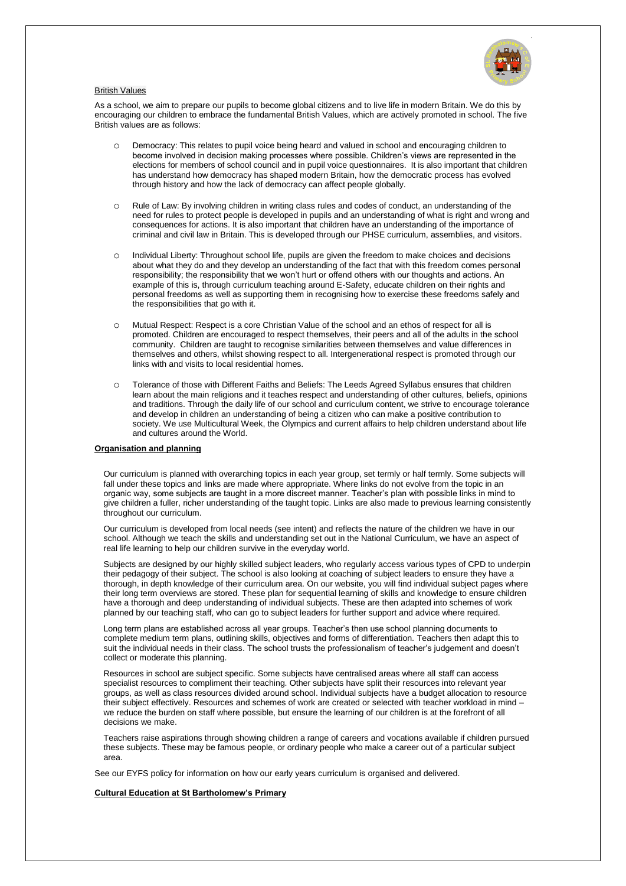## British Values

As a school, we aim to prepare our pupils to become global citizens and to live life in modern Britain. We do this by encouraging our children to embrace the fundamental British Values, which are actively promoted in school. The five British values are as follows:

- Democracy: This relates to pupil voice being heard and valued in school and encouraging children to become involved in decision making processes where possible. Children's views are represented in the elections for members of school council and in pupil voice questionnaires. It is also important that children has understand how democracy has shaped modern Britain, how the democratic process has evolved through history and how the lack of democracy can affect people globally.

- Rule of Law: By involving children in writing class rules and codes of conduct, an understanding of the need for rules to protect people is developed in pupils and an understanding of what is right and wrong and consequences for actions. It is also important that children have an understanding of the importance of criminal and civil law in Britain. This is developed through our PHSE curriculum, assemblies, and visitors.

- Individual Liberty: Throughout school life, pupils are given the freedom to make choices and decisions about what they do and they develop an understanding of the fact that with this freedom comes personal responsibility; the responsibility that we won't hurt or offend others with our thoughts and actions. An example of this is, through curriculum teaching around E-Safety, educate children on their rights and personal freedoms as well as supporting them in recognising how to exercise these freedoms safely and the responsibilities that go with it.

- Mutual Respect: Respect is a core Christian Value of the school and an ethos of respect for all is promoted. Children are encouraged to respect themselves, their peers and all of the adults in the school community. Children are taught to recognise similarities between themselves and value differences in themselves and others, whilst showing respect to all. Intergenerational respect is promoted through our links with and visits to local residential homes.

- Tolerance of those with Different Faiths and Beliefs: The Leeds Agreed Syllabus ensures that children learn about the main religions and it teaches respect and understanding of other cultures, beliefs, opinions and traditions. Through the daily life of our school and curriculum content, we strive to encourage tolerance and develop in children an understanding of being a citizen who can make a positive contribution to society. We use Multicultural Week, the Olympics and current affairs to help children understand about life and cultures around the World.

## Organisation and planning

Our curriculum is planned with overarching topics in each year group, set termly or half termly. Some subjects will fall under these topics and links are made where appropriate. Where links do not evolve from the topic in an organic way, some subjects are taught in a more discreet manner. Teacher's plan with possible links in mind to give children a fuller, richer understanding of the taught topic. Links are also made to previous learning consistently throughout our curriculum.

Our curriculum is developed from local needs (see intent) and reflects the nature of the children we have in our school. Although we teach the skills and understanding set out in the National Curriculum, we have an aspect of real life learning to help our children survive in the everyday world.

Subjects are designed by our highly skilled subject leaders, who regularly access various types of CPD to underpin their pedagogy of their subject. The school is also looking at coaching of subject leaders to ensure they have a thorough, in depth knowledge of their curriculum area. On our website, you will find individual subject pages where their long term overviews are stored. These plan for sequential learning of skills and knowledge to ensure children have a thorough and deep understanding of individual subjects. These are then adapted into schemes of work planned by our teaching staff, who can go to subject leaders for further support and advice where required.

Long term plans are established across all year groups. Teacher's then use school planning documents to complete medium term plans, outlining skills, objectives and forms of differentiation. Teachers then adapt this to suit the individual needs in their class. The school trusts the professionalism of teacher's judgement and doesn't collect or moderate this planning.

Resources in school are subject specific. Some subjects have centralised areas where all staff can access specialist resources to compliment their teaching. Other subjects have split their resources into relevant year groups, as well as class resources divided around school. Individual subjects have a budget allocation to resource their subject effectively. Resources and schemes of work are created or selected with teacher workload in mind – we reduce the burden on staff where possible, but ensure the learning of our children is at the forefront of all decisions we make.

Teachers raise aspirations through showing children a range of careers and vocations available if children pursued these subjects. These may be famous people, or ordinary people who make a career out of a particular subject area.

See our EYFS policy for information on how our early years curriculum is organised and delivered.

## Cultural Education at St Bartholomew's Primary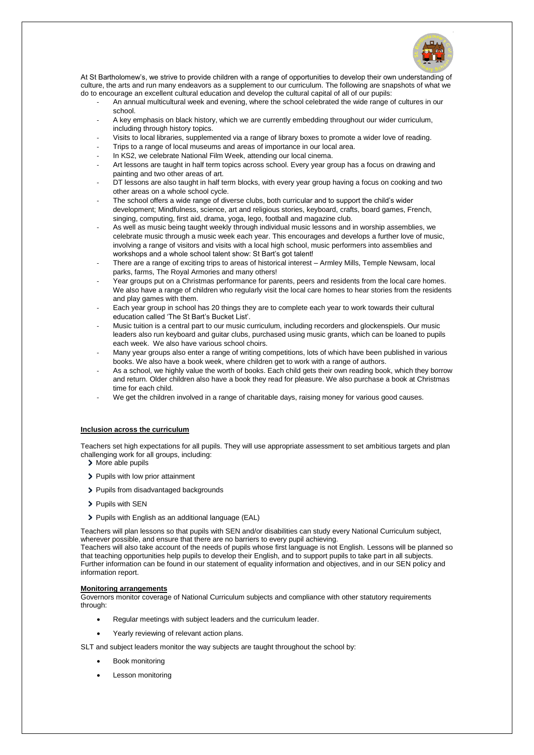At St Bartholomew's, we strive to provide children with a range of opportunities to develop their own understanding of culture, the arts and run many endeavors as a supplement to our curriculum. The following are snapshots of what we do to encourage an excellent cultural education and develop the cultural capital of all of our pupils:

- An annual multicultural week and evening, where the school celebrated the wide range of cultures in our school.
- A key emphasis on black history, which we are currently embedding throughout our wider curriculum, including through history topics.
- Visits to local libraries, supplemented via a range of library boxes to promote a wider love of reading.
- Trips to a range of local museums and areas of importance in our local area.
- In KS2, we celebrate National Film Week, attending our local cinema.
- Art lessons are taught in half term topics across school. Every year group has a focus on drawing and painting and two other areas of art.
- DT lessons are also taught in half term blocks, with every year group having a focus on cooking and two other areas on a whole school cycle.
- The school offers a wide range of diverse clubs, both curricular and to support the child's wider development; Mindfulness, science, art and religious stories, keyboard, crafts, board games, French, singing, computing, first aid, drama, yoga, lego, football and magazine club.
- As well as music being taught weekly through individual music lessons and in worship assemblies, we celebrate music through a music week each year. This encourages and develops a further love of music, involving a range of visitors and visits with a local high school, music performers into assemblies and workshops and a whole school talent show: St Bart's got talent!
- There are a range of exciting trips to areas of historical interest – Armley Mills, Temple Newsam, local parks, farms, The Royal Armories and many others!
- Year groups put on a Christmas performance for parents, peers and residents from the local care homes. We also have a range of children who regularly visit the local care homes to hear stories from the residents and play games with them.
- Each year group in school has 20 things they are to complete each year to work towards their cultural education called 'The St Bart's Bucket List'.
- Music tuition is a central part to our music curriculum, including recorders and glockenspiels. Our music leaders also run keyboard and guitar clubs, purchased using music grants, which can be loaned to pupils each week. We also have various school choirs.
- Many year groups also enter a range of writing competitions, lots of which have been published in various books. We also have a book week, where children get to work with a range of authors.
- As a school, we highly value the worth of books. Each child gets their own reading book, which they borrow and return. Older children also have a book they read for pleasure. We also purchase a book at Christmas time for each child.
- We get the children involved in a range of charitable days, raising money for various good causes.

## Inclusion across the curriculum

Teachers set high expectations for all pupils. They will use appropriate assessment to set ambitious targets and plan challenging work for all groups, including:

- More able pupils
- Pupils with low prior attainment
- Pupils from disadvantaged backgrounds
- Pupils with SEN
- Pupils with English as an additional language (EAL)

Teachers will plan lessons so that pupils with SEN and/or disabilities can study every National Curriculum subject, wherever possible, and ensure that there are no barriers to every pupil achieving.

Teachers will also take account of the needs of pupils whose first language is not English. Lessons will be planned so that teaching opportunities help pupils to develop their English, and to support pupils to take part in all subjects. Further information can be found in our statement of equality information and objectives, and in our SEN policy and information report.

## Monitoring arrangements

Governors monitor coverage of National Curriculum subjects and compliance with other statutory requirements through:

- Regular meetings with subject leaders and the curriculum leader.
- Yearly reviewing of relevant action plans.

SLT and subject leaders monitor the way subjects are taught throughout the school by:

- Book monitoring
- Lesson monitoring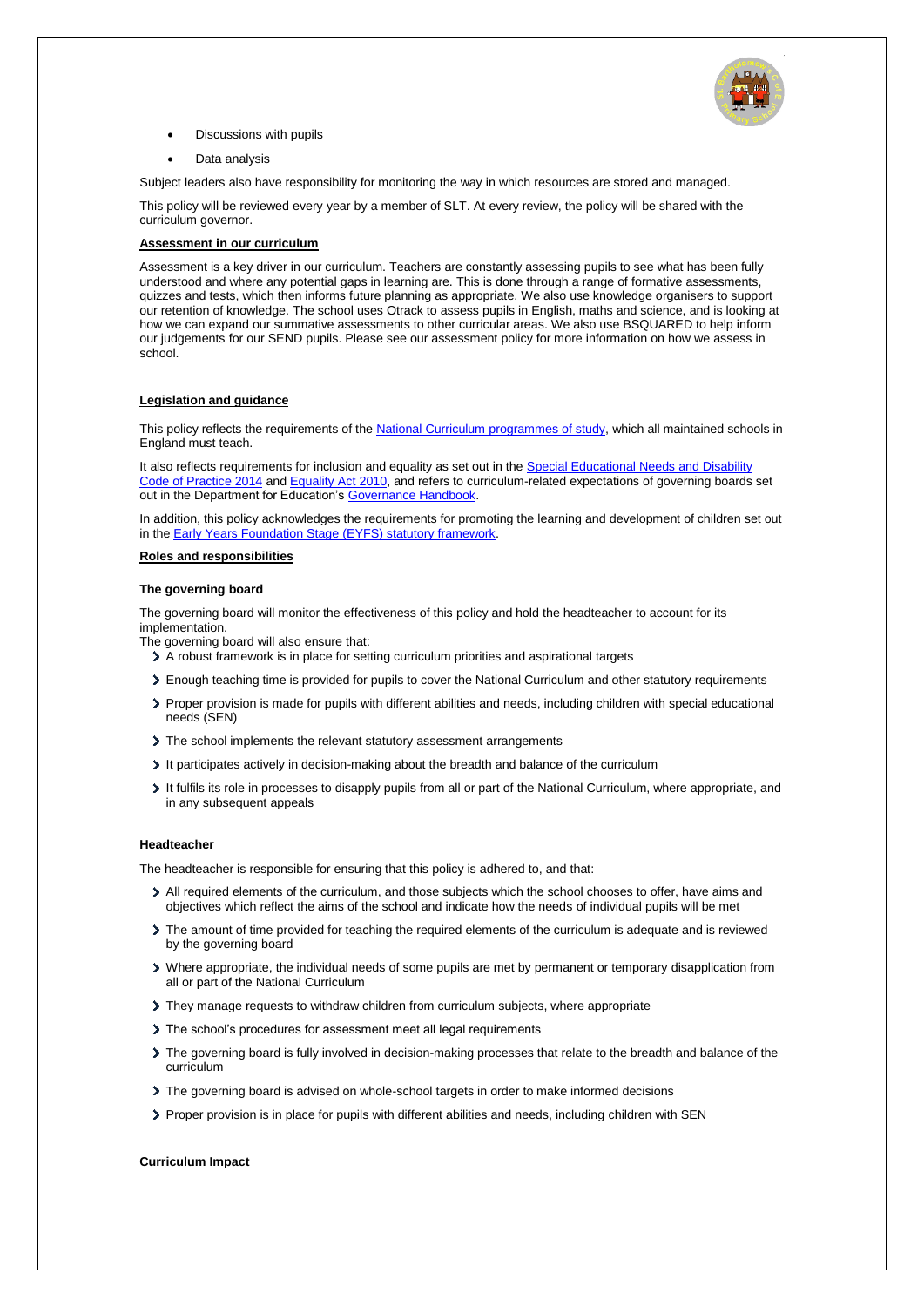- Discussions with pupils
- Data analysis

Subject leaders also have responsibility for monitoring the way in which resources are stored and managed.

This policy will be reviewed every year by a member of SLT. At every review, the policy will be shared with the curriculum governor.

**Assessment in our curriculum**

Assessment is a key driver in our curriculum. Teachers are constantly assessing pupils to see what has been fully understood and where any potential gaps in learning are. This is done through a range of formative assessments, quizzes and tests, which then informs future planning as appropriate. We also use knowledge organisers to support our retention of knowledge. The school uses Otrack to assess pupils in English, maths and science, and is looking at how we can expand our summative assessments to other curricular areas. We also use BSQUARED to help inform our judgements for our SEND pupils. Please see our assessment policy for more information on how we assess in school.

**Legislation and guidance**

This policy reflects the requirements of the [National Curriculum programmes of study](), which all maintained schools in England must teach.

It also reflects requirements for inclusion and equality as set out in the [Special Educational Needs and Disability Code of Practice 2014]() and [Equality Act 2010](), and refers to curriculum-related expectations of governing boards set out in the Department for Education's [Governance Handbook]().

In addition, this policy acknowledges the requirements for promoting the learning and development of children set out in the [Early Years Foundation Stage (EYFS) statutory framework]().

**Roles and responsibilities**

**The governing board**

The governing board will monitor the effectiveness of this policy and hold the headteacher to account for its implementation.

The governing board will also ensure that:

- A robust framework is in place for setting curriculum priorities and aspirational targets
- Enough teaching time is provided for pupils to cover the National Curriculum and other statutory requirements
- Proper provision is made for pupils with different abilities and needs, including children with special educational needs (SEN)
- The school implements the relevant statutory assessment arrangements
- It participates actively in decision-making about the breadth and balance of the curriculum
- It fulfils its role in processes to disapply pupils from all or part of the National Curriculum, where appropriate, and in any subsequent appeals

**Headteacher**

The headteacher is responsible for ensuring that this policy is adhered to, and that:

- All required elements of the curriculum, and those subjects which the school chooses to offer, have aims and objectives which reflect the aims of the school and indicate how the needs of individual pupils will be met
- The amount of time provided for teaching the required elements of the curriculum is adequate and is reviewed by the governing board
- Where appropriate, the individual needs of some pupils are met by permanent or temporary disapplication from all or part of the National Curriculum
- They manage requests to withdraw children from curriculum subjects, where appropriate
- The school's procedures for assessment meet all legal requirements
- The governing board is fully involved in decision-making processes that relate to the breadth and balance of the curriculum
- The governing board is advised on whole-school targets in order to make informed decisions
- Proper provision is in place for pupils with different abilities and needs, including children with SEN

**Curriculum Impact**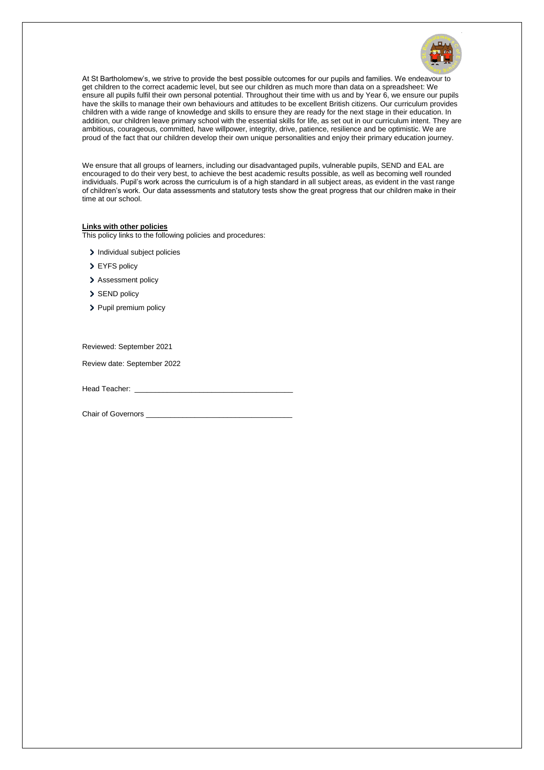At St Bartholomew's, we strive to provide the best possible outcomes for our pupils and families. We endeavour to get children to the correct academic level, but see our children as much more than data on a spreadsheet: We ensure all pupils fulfil their own personal potential. Throughout their time with us and by Year 6, we ensure our pupils have the skills to manage their own behaviours and attitudes to be excellent British citizens. Our curriculum provides children with a wide range of knowledge and skills to ensure they are ready for the next stage in their education. In addition, our children leave primary school with the essential skills for life, as set out in our curriculum intent. They are ambitious, courageous, committed, have willpower, integrity, drive, patience, resilience and be optimistic. We are proud of the fact that our children develop their own unique personalities and enjoy their primary education journey.

We ensure that all groups of learners, including our disadvantaged pupils, vulnerable pupils, SEND and EAL are encouraged to do their very best, to achieve the best academic results possible, as well as becoming well rounded individuals. Pupil's work across the curriculum is of a high standard in all subject areas, as evident in the vast range of children's work. Our data assessments and statutory tests show the great progress that our children make in their time at our school.

**Links with other policies**

This policy links to the following policies and procedures:

- Individual subject policies
- EYFS policy
- Assessment policy
- SEND policy
- Pupil premium policy

Reviewed: September 2021

Review date: September 2022

Head Teacher: ______________________________________

Chair of Governors ___________________________________